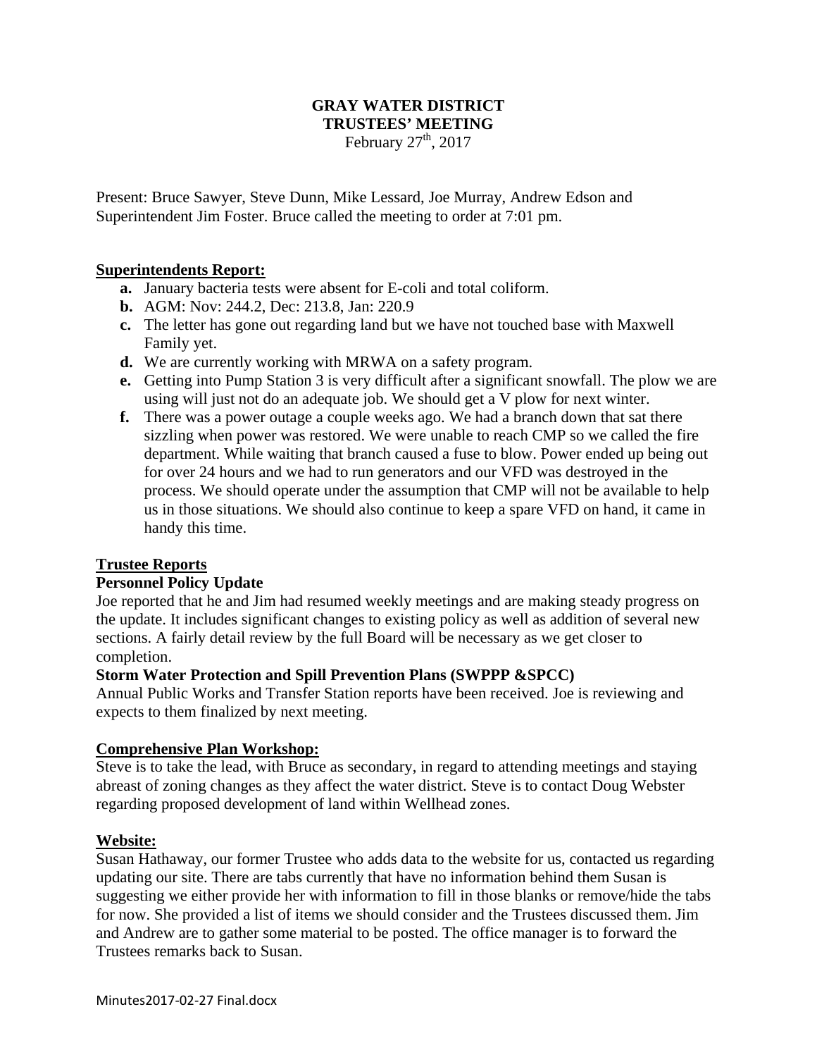# GRAY WATER DISTRICT
# TRUSTEES' MEETING

February 27th, 2017

Present: Bruce Sawyer, Steve Dunn, Mike Lessard, Joe Murray, Andrew Edson and Superintendent Jim Foster. Bruce called the meeting to order at 7:01 pm.

## Superintendents Report:

- **a.** January bacteria tests were absent for E-coli and total coliform.
- **b.** AGM: Nov: 244.2, Dec: 213.8, Jan: 220.9
- **c.** The letter has gone out regarding land but we have not touched base with Maxwell Family yet.
- **d.** We are currently working with MRWA on a safety program.
- **e.** Getting into Pump Station 3 is very difficult after a significant snowfall. The plow we are using will just not do an adequate job. We should get a V plow for next winter.
- **f.** There was a power outage a couple weeks ago. We had a branch down that sat there sizzling when power was restored. We were unable to reach CMP so we called the fire department. While waiting that branch caused a fuse to blow. Power ended up being out for over 24 hours and we had to run generators and our VFD was destroyed in the process. We should operate under the assumption that CMP will not be available to help us in those situations. We should also continue to keep a spare VFD on hand, it came in handy this time.

## Trustee Reports

### Personnel Policy Update

Joe reported that he and Jim had resumed weekly meetings and are making steady progress on the update. It includes significant changes to existing policy as well as addition of several new sections. A fairly detail review by the full Board will be necessary as we get closer to completion.

### Storm Water Protection and Spill Prevention Plans (SWPPP &SPCC)

Annual Public Works and Transfer Station reports have been received. Joe is reviewing and expects to them finalized by next meeting.

## Comprehensive Plan Workshop:

Steve is to take the lead, with Bruce as secondary, in regard to attending meetings and staying abreast of zoning changes as they affect the water district. Steve is to contact Doug Webster regarding proposed development of land within Wellhead zones.

## Website:

Susan Hathaway, our former Trustee who adds data to the website for us, contacted us regarding updating our site. There are tabs currently that have no information behind them Susan is suggesting we either provide her with information to fill in those blanks or remove/hide the tabs for now. She provided a list of items we should consider and the Trustees discussed them. Jim and Andrew are to gather some material to be posted. The office manager is to forward the Trustees remarks back to Susan.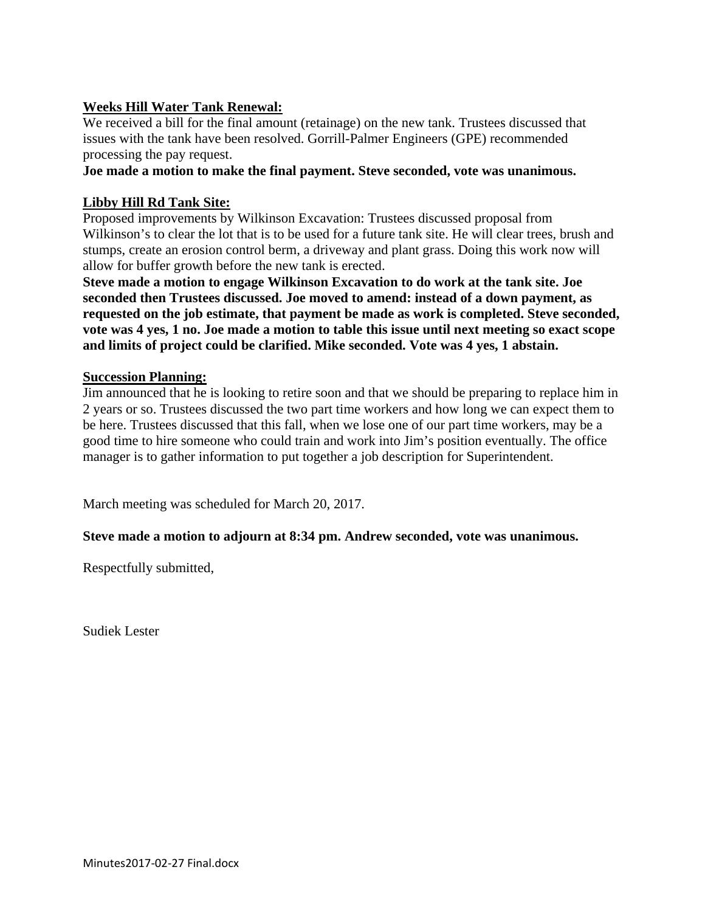**Weeks Hill Water Tank Renewal:**

We received a bill for the final amount (retainage) on the new tank. Trustees discussed that issues with the tank have been resolved. Gorrill-Palmer Engineers (GPE) recommended processing the pay request.

**Joe made a motion to make the final payment. Steve seconded, vote was unanimous.**

**Libby Hill Rd Tank Site:**

Proposed improvements by Wilkinson Excavation: Trustees discussed proposal from Wilkinson's to clear the lot that is to be used for a future tank site. He will clear trees, brush and stumps, create an erosion control berm, a driveway and plant grass. Doing this work now will allow for buffer growth before the new tank is erected.

**Steve made a motion to engage Wilkinson Excavation to do work at the tank site. Joe seconded then Trustees discussed. Joe moved to amend: instead of a down payment, as requested on the job estimate, that payment be made as work is completed. Steve seconded, vote was 4 yes, 1 no. Joe made a motion to table this issue until next meeting so exact scope and limits of project could be clarified. Mike seconded. Vote was 4 yes, 1 abstain.**

**Succession Planning:**

Jim announced that he is looking to retire soon and that we should be preparing to replace him in 2 years or so. Trustees discussed the two part time workers and how long we can expect them to be here. Trustees discussed that this fall, when we lose one of our part time workers, may be a good time to hire someone who could train and work into Jim's position eventually. The office manager is to gather information to put together a job description for Superintendent.

March meeting was scheduled for March 20, 2017.

**Steve made a motion to adjourn at 8:34 pm. Andrew seconded, vote was unanimous.**

Respectfully submitted,

Sudiek Lester